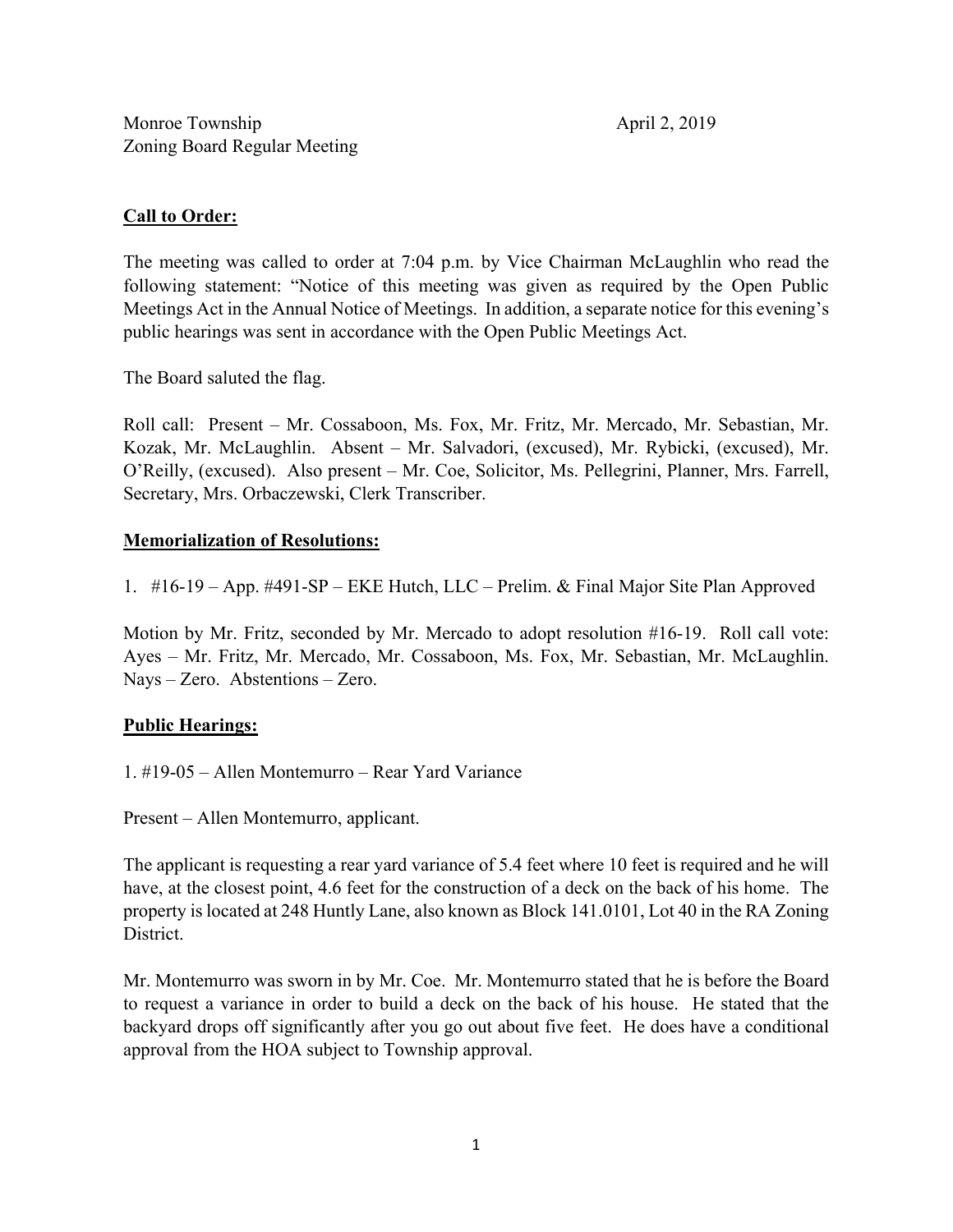Monroe Township April 2, 2019
Zoning Board Regular Meeting

**Call to Order:**

The meeting was called to order at 7:04 p.m. by Vice Chairman McLaughlin who read the following statement: "Notice of this meeting was given as required by the Open Public Meetings Act in the Annual Notice of Meetings. In addition, a separate notice for this evening's public hearings was sent in accordance with the Open Public Meetings Act.

The Board saluted the flag.

Roll call: Present – Mr. Cossaboon, Ms. Fox, Mr. Fritz, Mr. Mercado, Mr. Sebastian, Mr. Kozak, Mr. McLaughlin. Absent – Mr. Salvadori, (excused), Mr. Rybicki, (excused), Mr. O'Reilly, (excused). Also present – Mr. Coe, Solicitor, Ms. Pellegrini, Planner, Mrs. Farrell, Secretary, Mrs. Orbaczewski, Clerk Transcriber.

**Memorialization of Resolutions:**

1. #16-19 – App. #491-SP – EKE Hutch, LLC – Prelim. & Final Major Site Plan Approved

Motion by Mr. Fritz, seconded by Mr. Mercado to adopt resolution #16-19. Roll call vote: Ayes – Mr. Fritz, Mr. Mercado, Mr. Cossaboon, Ms. Fox, Mr. Sebastian, Mr. McLaughlin. Nays – Zero. Abstentions – Zero.

**Public Hearings:**

1. #19-05 – Allen Montemurro – Rear Yard Variance

Present – Allen Montemurro, applicant.

The applicant is requesting a rear yard variance of 5.4 feet where 10 feet is required and he will have, at the closest point, 4.6 feet for the construction of a deck on the back of his home. The property is located at 248 Huntly Lane, also known as Block 141.0101, Lot 40 in the RA Zoning District.

Mr. Montemurro was sworn in by Mr. Coe. Mr. Montemurro stated that he is before the Board to request a variance in order to build a deck on the back of his house. He stated that the backyard drops off significantly after you go out about five feet. He does have a conditional approval from the HOA subject to Township approval.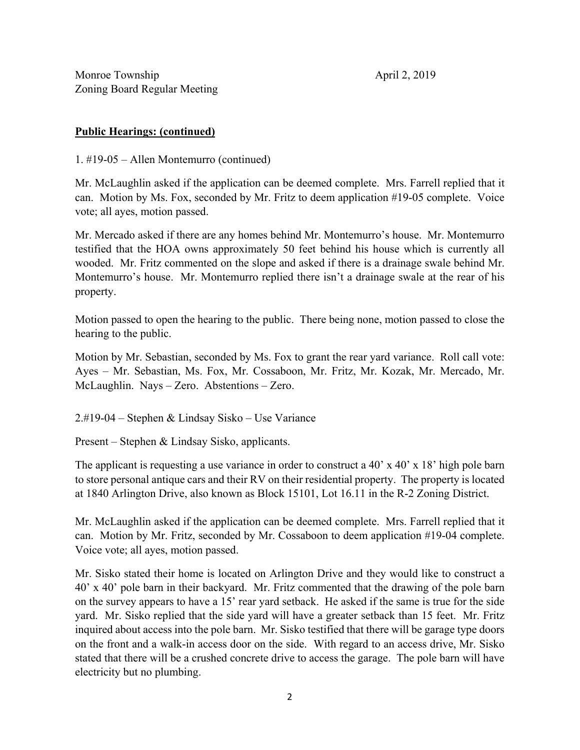Monroe Township  
Zoning Board Regular Meeting

April 2, 2019

**Public Hearings: (continued)**

1. #19-05 – Allen Montemurro (continued)

Mr. McLaughlin asked if the application can be deemed complete. Mrs. Farrell replied that it can. Motion by Ms. Fox, seconded by Mr. Fritz to deem application #19-05 complete. Voice vote; all ayes, motion passed.

Mr. Mercado asked if there are any homes behind Mr. Montemurro's house. Mr. Montemurro testified that the HOA owns approximately 50 feet behind his house which is currently all wooded. Mr. Fritz commented on the slope and asked if there is a drainage swale behind Mr. Montemurro's house. Mr. Montemurro replied there isn't a drainage swale at the rear of his property.

Motion passed to open the hearing to the public. There being none, motion passed to close the hearing to the public.

Motion by Mr. Sebastian, seconded by Ms. Fox to grant the rear yard variance. Roll call vote: Ayes – Mr. Sebastian, Ms. Fox, Mr. Cossaboon, Mr. Fritz, Mr. Kozak, Mr. Mercado, Mr. McLaughlin. Nays – Zero. Abstentions – Zero.

2.#19-04 – Stephen & Lindsay Sisko – Use Variance

Present – Stephen & Lindsay Sisko, applicants.

The applicant is requesting a use variance in order to construct a 40' x 40' x 18' high pole barn to store personal antique cars and their RV on their residential property. The property is located at 1840 Arlington Drive, also known as Block 15101, Lot 16.11 in the R-2 Zoning District.

Mr. McLaughlin asked if the application can be deemed complete. Mrs. Farrell replied that it can. Motion by Mr. Fritz, seconded by Mr. Cossaboon to deem application #19-04 complete. Voice vote; all ayes, motion passed.

Mr. Sisko stated their home is located on Arlington Drive and they would like to construct a 40' x 40' pole barn in their backyard. Mr. Fritz commented that the drawing of the pole barn on the survey appears to have a 15' rear yard setback. He asked if the same is true for the side yard. Mr. Sisko replied that the side yard will have a greater setback than 15 feet. Mr. Fritz inquired about access into the pole barn. Mr. Sisko testified that there will be garage type doors on the front and a walk-in access door on the side. With regard to an access drive, Mr. Sisko stated that there will be a crushed concrete drive to access the garage. The pole barn will have electricity but no plumbing.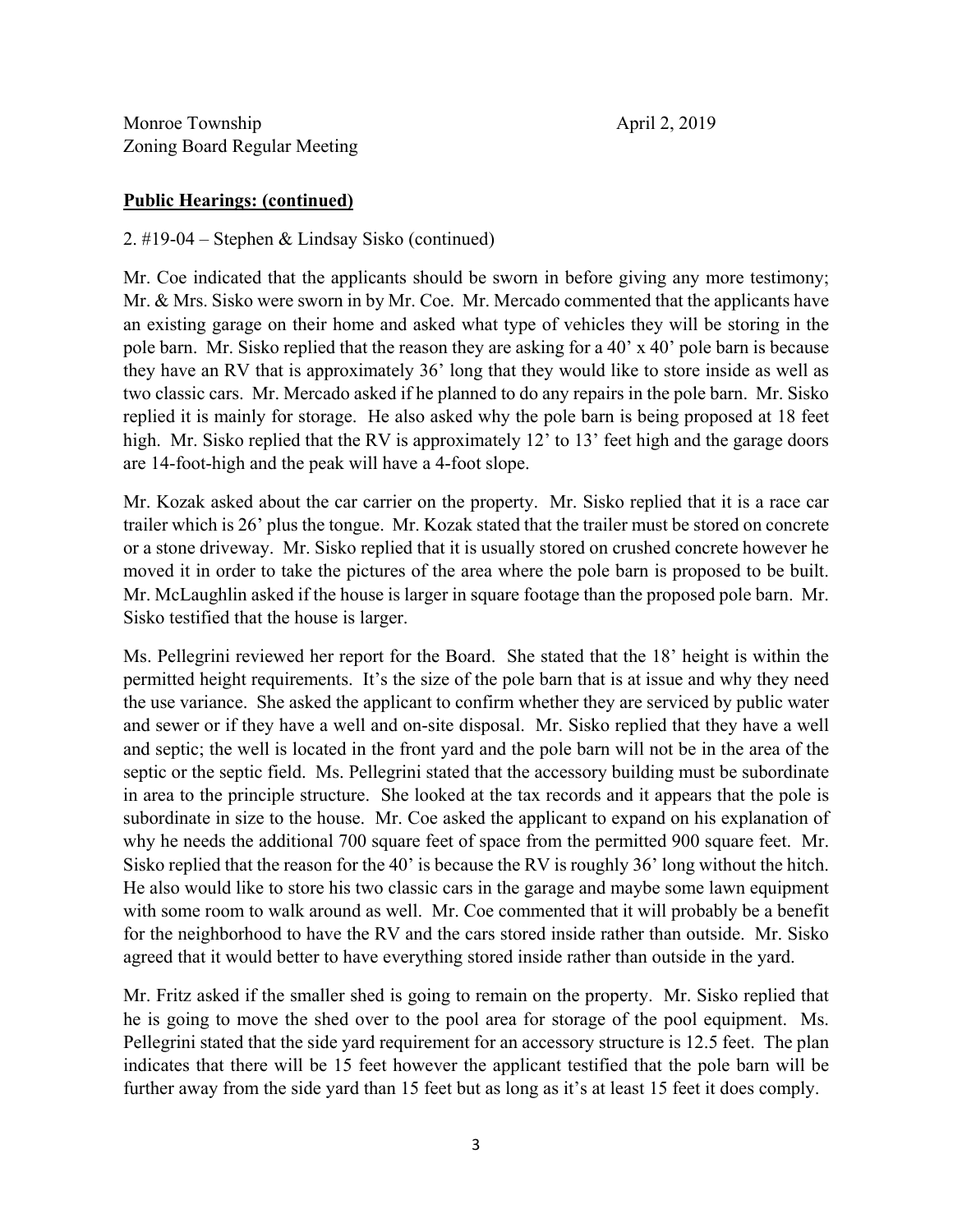Monroe Township  
Zoning Board Regular Meeting  

April 2, 2019

**Public Hearings: (continued)**

2. #19-04 – Stephen & Lindsay Sisko (continued)

Mr. Coe indicated that the applicants should be sworn in before giving any more testimony; Mr. & Mrs. Sisko were sworn in by Mr. Coe. Mr. Mercado commented that the applicants have an existing garage on their home and asked what type of vehicles they will be storing in the pole barn. Mr. Sisko replied that the reason they are asking for a 40' x 40' pole barn is because they have an RV that is approximately 36' long that they would like to store inside as well as two classic cars. Mr. Mercado asked if he planned to do any repairs in the pole barn. Mr. Sisko replied it is mainly for storage. He also asked why the pole barn is being proposed at 18 feet high. Mr. Sisko replied that the RV is approximately 12' to 13' feet high and the garage doors are 14-foot-high and the peak will have a 4-foot slope.

Mr. Kozak asked about the car carrier on the property. Mr. Sisko replied that it is a race car trailer which is 26' plus the tongue. Mr. Kozak stated that the trailer must be stored on concrete or a stone driveway. Mr. Sisko replied that it is usually stored on crushed concrete however he moved it in order to take the pictures of the area where the pole barn is proposed to be built. Mr. McLaughlin asked if the house is larger in square footage than the proposed pole barn. Mr. Sisko testified that the house is larger.

Ms. Pellegrini reviewed her report for the Board. She stated that the 18' height is within the permitted height requirements. It's the size of the pole barn that is at issue and why they need the use variance. She asked the applicant to confirm whether they are serviced by public water and sewer or if they have a well and on-site disposal. Mr. Sisko replied that they have a well and septic; the well is located in the front yard and the pole barn will not be in the area of the septic or the septic field. Ms. Pellegrini stated that the accessory building must be subordinate in area to the principle structure. She looked at the tax records and it appears that the pole is subordinate in size to the house. Mr. Coe asked the applicant to expand on his explanation of why he needs the additional 700 square feet of space from the permitted 900 square feet. Mr. Sisko replied that the reason for the 40' is because the RV is roughly 36' long without the hitch. He also would like to store his two classic cars in the garage and maybe some lawn equipment with some room to walk around as well. Mr. Coe commented that it will probably be a benefit for the neighborhood to have the RV and the cars stored inside rather than outside. Mr. Sisko agreed that it would better to have everything stored inside rather than outside in the yard.

Mr. Fritz asked if the smaller shed is going to remain on the property. Mr. Sisko replied that he is going to move the shed over to the pool area for storage of the pool equipment. Ms. Pellegrini stated that the side yard requirement for an accessory structure is 12.5 feet. The plan indicates that there will be 15 feet however the applicant testified that the pole barn will be further away from the side yard than 15 feet but as long as it's at least 15 feet it does comply.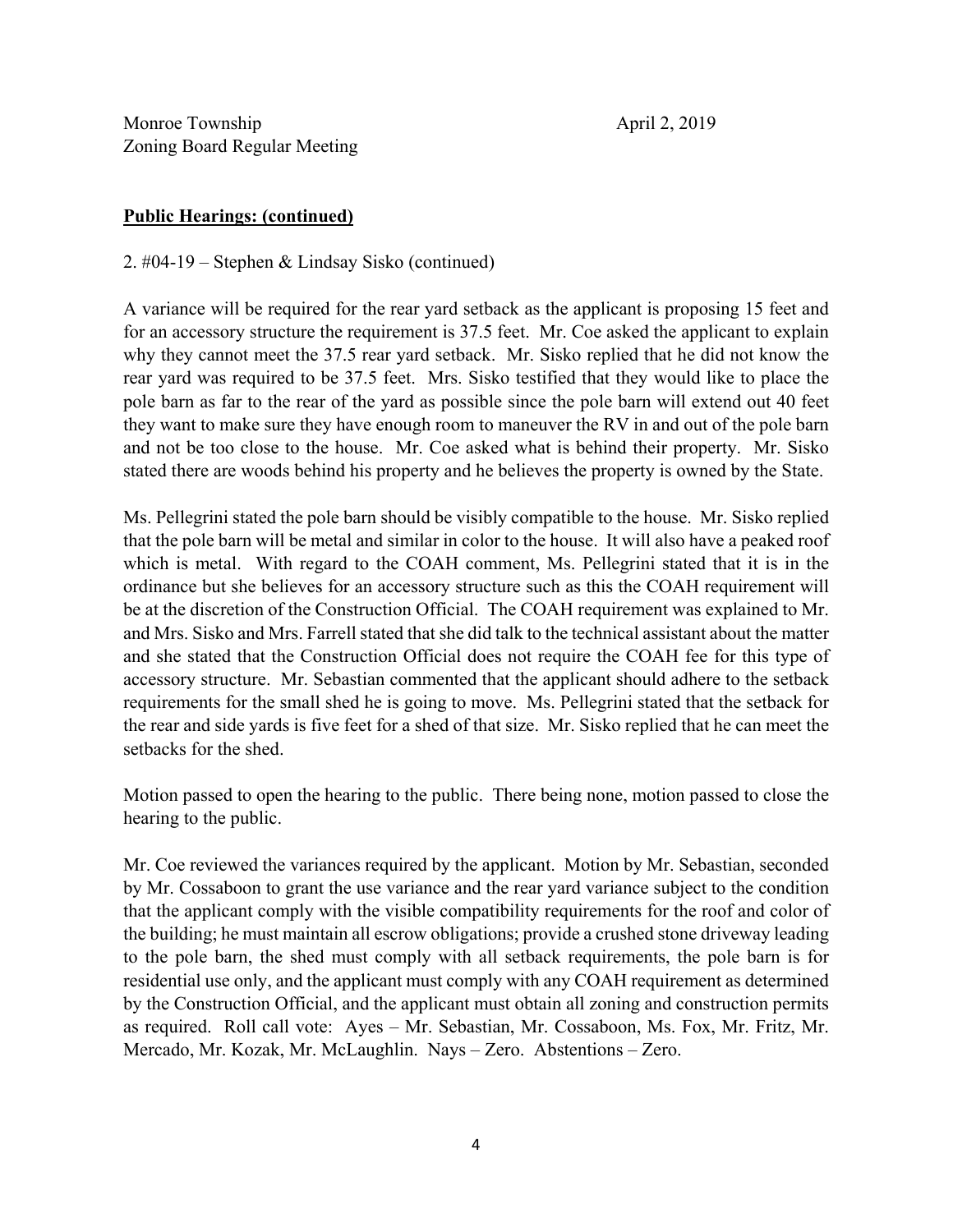**Public Hearings: (continued)**

2. #04-19 – Stephen & Lindsay Sisko (continued)

A variance will be required for the rear yard setback as the applicant is proposing 15 feet and for an accessory structure the requirement is 37.5 feet. Mr. Coe asked the applicant to explain why they cannot meet the 37.5 rear yard setback. Mr. Sisko replied that he did not know the rear yard was required to be 37.5 feet. Mrs. Sisko testified that they would like to place the pole barn as far to the rear of the yard as possible since the pole barn will extend out 40 feet they want to make sure they have enough room to maneuver the RV in and out of the pole barn and not be too close to the house. Mr. Coe asked what is behind their property. Mr. Sisko stated there are woods behind his property and he believes the property is owned by the State.

Ms. Pellegrini stated the pole barn should be visibly compatible to the house. Mr. Sisko replied that the pole barn will be metal and similar in color to the house. It will also have a peaked roof which is metal. With regard to the COAH comment, Ms. Pellegrini stated that it is in the ordinance but she believes for an accessory structure such as this the COAH requirement will be at the discretion of the Construction Official. The COAH requirement was explained to Mr. and Mrs. Sisko and Mrs. Farrell stated that she did talk to the technical assistant about the matter and she stated that the Construction Official does not require the COAH fee for this type of accessory structure. Mr. Sebastian commented that the applicant should adhere to the setback requirements for the small shed he is going to move. Ms. Pellegrini stated that the setback for the rear and side yards is five feet for a shed of that size. Mr. Sisko replied that he can meet the setbacks for the shed.

Motion passed to open the hearing to the public. There being none, motion passed to close the hearing to the public.

Mr. Coe reviewed the variances required by the applicant. Motion by Mr. Sebastian, seconded by Mr. Cossaboon to grant the use variance and the rear yard variance subject to the condition that the applicant comply with the visible compatibility requirements for the roof and color of the building; he must maintain all escrow obligations; provide a crushed stone driveway leading to the pole barn, the shed must comply with all setback requirements, the pole barn is for residential use only, and the applicant must comply with any COAH requirement as determined by the Construction Official, and the applicant must obtain all zoning and construction permits as required. Roll call vote: Ayes – Mr. Sebastian, Mr. Cossaboon, Ms. Fox, Mr. Fritz, Mr. Mercado, Mr. Kozak, Mr. McLaughlin. Nays – Zero. Abstentions – Zero.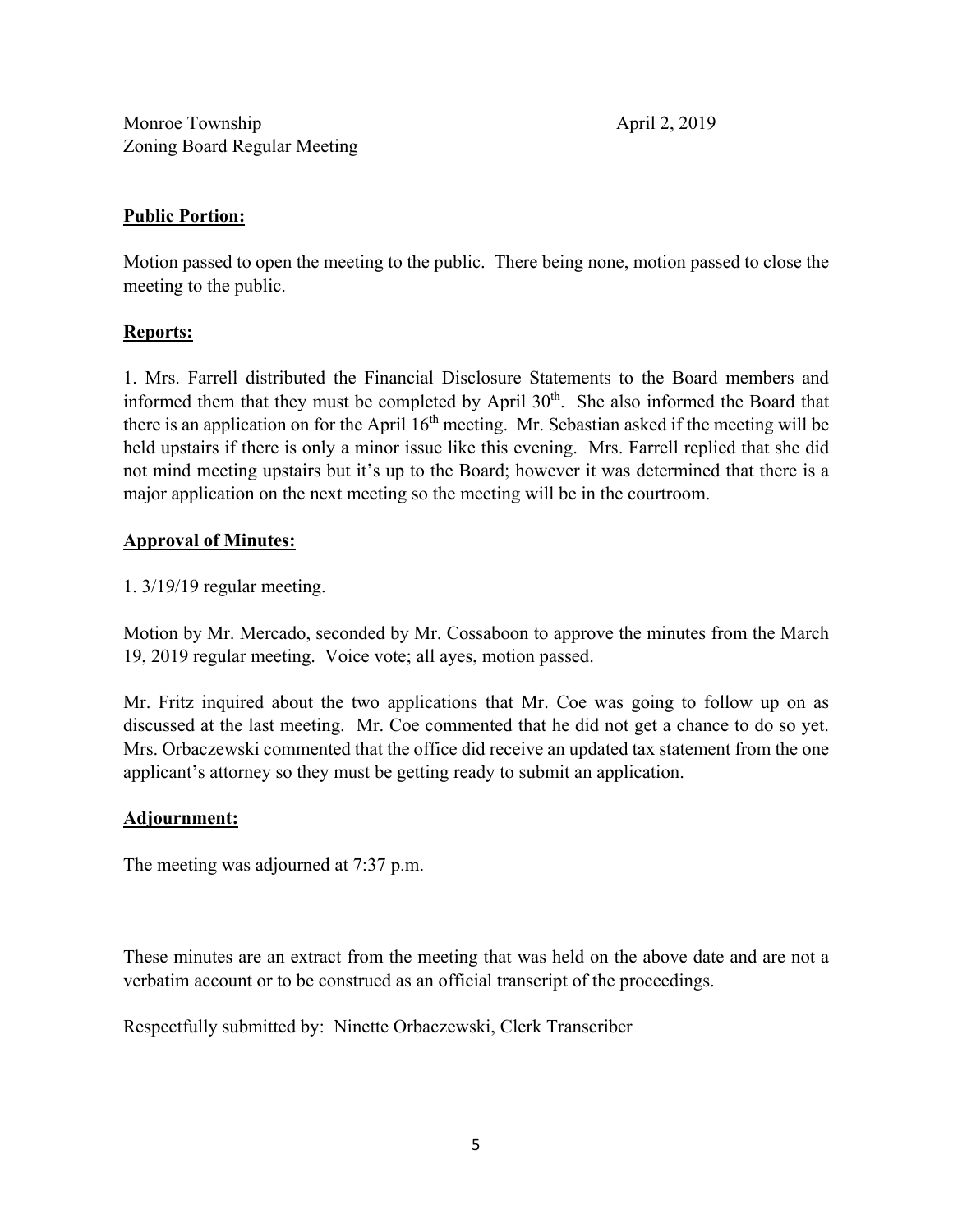Monroe Township April 2, 2019
Zoning Board Regular Meeting

**Public Portion:**

Motion passed to open the meeting to the public. There being none, motion passed to close the meeting to the public.

**Reports:**

1. Mrs. Farrell distributed the Financial Disclosure Statements to the Board members and informed them that they must be completed by April 30th. She also informed the Board that there is an application on for the April 16th meeting. Mr. Sebastian asked if the meeting will be held upstairs if there is only a minor issue like this evening. Mrs. Farrell replied that she did not mind meeting upstairs but it's up to the Board; however it was determined that there is a major application on the next meeting so the meeting will be in the courtroom.

**Approval of Minutes:**

1. 3/19/19 regular meeting.

Motion by Mr. Mercado, seconded by Mr. Cossaboon to approve the minutes from the March 19, 2019 regular meeting. Voice vote; all ayes, motion passed.

Mr. Fritz inquired about the two applications that Mr. Coe was going to follow up on as discussed at the last meeting. Mr. Coe commented that he did not get a chance to do so yet. Mrs. Orbaczewski commented that the office did receive an updated tax statement from the one applicant's attorney so they must be getting ready to submit an application.

**Adjournment:**

The meeting was adjourned at 7:37 p.m.

These minutes are an extract from the meeting that was held on the above date and are not a verbatim account or to be construed as an official transcript of the proceedings.

Respectfully submitted by: Ninette Orbaczewski, Clerk Transcriber